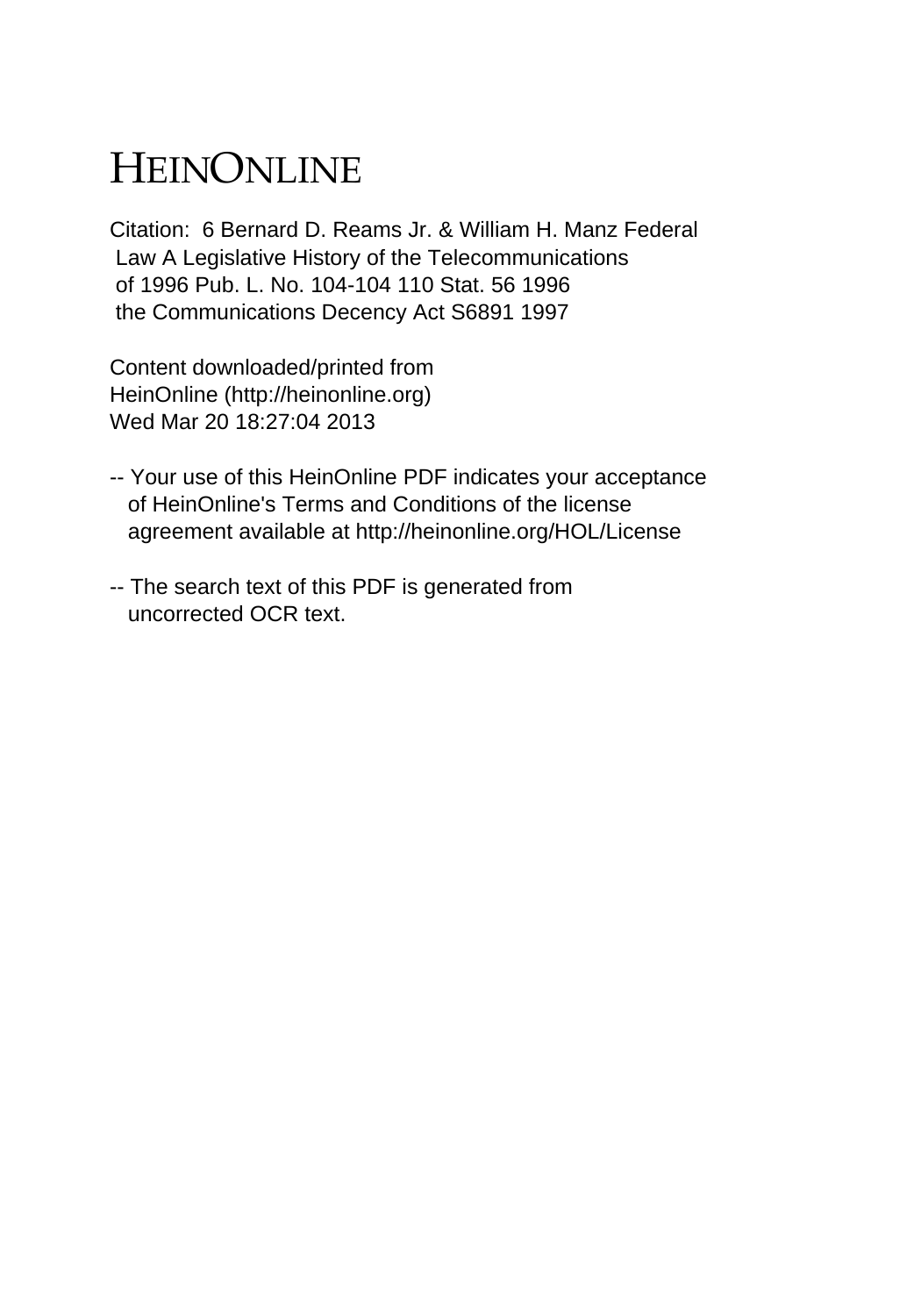# HEINONLINE

Citation: 6 Bernard D. Reams Jr. & William H. Manz Federal Law A Legislative History of the Telecommunications of 1996 Pub. L. No. 104-104 110 Stat. 56 1996 the Communications Decency Act S6891 1997

Content downloaded/printed from HeinOnline (http://heinonline.org) Wed Mar 20 18:27:04 2013

-- Your use of this HeinOnline PDF indicates your acceptance of HeinOnline's Terms and Conditions of the license agreement available at http://heinonline.org/HOL/License

-- The search text of this PDF is generated from uncorrected OCR text.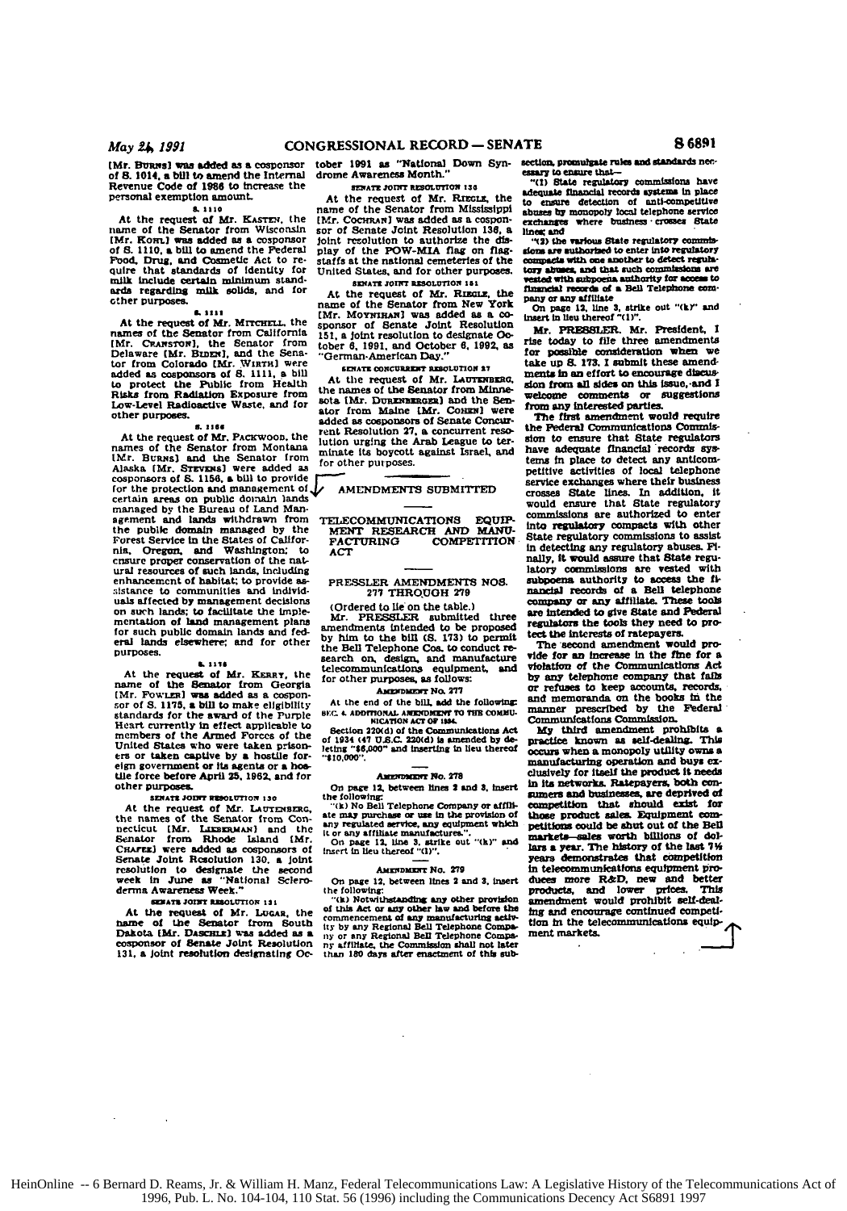[Mr. BURNS] was added as a cosponsor of S. 1014, a bill to amend the Internal Revenue Code of 1986 to increase the personal exemption amount.

S. 1110

At the request of Mr. KASTEN, the name of the Senator from Wisconsin [Mr. KOHL] was added as a cosponsor of S. 1110, a bill to amend the Federal Food, Drug, and Cosmetic Act to require that standards of identity for milk include certain minimum standards regarding milk solids, and for other purposes.

S. 1111

At the request of Mr. MITCHELL, the names of the Senator from California [Mr. CRANSTON], the Senator from Delaware [Mr. BIDEN], and the Senator from Colorado [Mr. WIRTH] were added as cosponsors of S. 1111, a bill to protect the Public from Health Risks from Radiation Exposure from Low-Level Radioactive Waste, and for other purposes.

S. 1156

At the request of Mr. PACKWOOD, the names of the Senator from Montana [Mr. BURNS] and the Senator from Alaska [Mr. STEVENS] were added as cosponsors of S. 1156, a bill to provide for the protection and management of certain areas on public domain lands managed by the Bureau of Land Management and lands withdrawn from the public domain managed by the Forest Service in the States of California, Oregon, and Washington; to ensure proper conservation of the natural resources of such lands, including enhancement of habitat; to provide assistance to communities and individuals affected by management decisions on such lands; to facilitate the implementation of land management plans for such public domain lands and federal lands elsewhere; and for other purposes.

S. 1175

At the request of Mr. KERRY, the name of the Senator from Georgia [Mr. FOWLER] was added as a cosponsor of S. 1175, a bill to make eligibility standards for the award of the Purple Heart currently in effect applicable to members of the Armed Forces of the United States who were taken prisoners or taken captive by a hostile foreign government or its agents or a hostile force before April 25, 1962, and for other purposes.

SENATE JOINT RESOLUTION 130

At the request of Mr. LAUTENBERG, the names of the Senator from Connecticut [Mr. LIEBERMAN] and the Senator from Rhode Island [Mr. CHAFEE] were added as cosponsors of Senate Joint Resolution 130, a joint resolution to designate the second week in June as "National Scleroderma Awareness Week."

SENATE JOINT RESOLUTION 131

At the request of Mr. LUGAR, the name of the Senator from South Dakota [Mr. DASCHLE] was added as a cosponsor of Senate Joint Resolution 131, a joint resolution designating October 1991 as "National Down Syndrome Awareness Month."

SENATE JOINT RESOLUTION 138

At the request of Mr. RIEGLE, the name of the Senator from Mississippi [Mr. COCHRAN] was added as a cosponsor of Senate Joint Resolution 138, a joint resolution to authorize the display of the POW-MIA flag on flagstaffs at the national cemeteries of the United States, and for other purposes.

SENATE JOINT RESOLUTION 151

At the request of Mr. RIEGLE, the name of the Senator from New York [Mr. MOYNIHAN] was added as a cosponsor of Senate Joint Resolution 151, a joint resolution to designate October 6, 1991, and October 6, 1992, as "German-American Day."

SENATE CONCURRENT RESOLUTION 27

At the request of Mr. LAUTENBERG, the names of the Senator from Minnesota [Mr. DURENBERGER] and the Senator from Maine [Mr. COHEN] were added as cosponsors of Senate Concurrent Resolution 27, a concurrent resolution urging the Arab League to terminate its boycott against Israel, and for other purposes.

## AMENDMENTS SUBMITTED

### TELECOMMUNICATIONS EQUIPMENT RESEARCH AND MANUFACTURING COMPETITION ACT

### PRESSLER AMENDMENTS NOS. 277 THROUGH 279

(Ordered to lie on the table.)

Mr. PRESSLER submitted three amendments intended to be proposed by him to the bill (S. 173) to permit the Bell Telephone Cos. to conduct research on, design, and manufacture telecommunications equipment, and for other purposes, as follows:

AMENDMENT No. 277

At the end of the bill, add the following:

SEC. 4. ADDITIONAL AMENDMENT TO THE COMMUNICATION ACT OF 1934.

Section 220(d) of the Communications Act of 1934 (47 U.S.C. 220(d) is amended by deleting "$6,000" and inserting in lieu thereof "$10,000".

AMENDMENT No. 278

On page 12, between lines 2 and 3, insert the following:

"(k) No Bell Telephone Company or affiliate may purchase or use in the provision of any regulated service, any equipment which it or any affiliate manufactures.".

On page 12, line 3, strike out "(k)" and insert in lieu thereof "(l)".

AMENDMENT No. 279

On page 12, between lines 2 and 3, insert the following:

"(k) Notwithstanding any other provision of this Act or any other law and before the commencement of any manufacturing activity by any Regional Bell Telephone Company or any Regional Bell Telephone Company affiliate, the Commission shall not later than 180 days after enactment of this subsection, promulgate rules and standards necessary to ensure that—

"(1) State regulatory commissions have adequate financial records systems in place to ensure detection of anti-competitive abuses by monopoly local telephone service exchanges where business crosses State lines; and

"(2) the various State regulatory commissions are authorized to enter into regulatory compacts with one another to detect regulatory abuses, and that such commissions are vested with subpoena authority for access to financial records of a Bell Telephone company or any affiliate

On page 12, line 3, strike out "(k)" and insert in lieu thereof "(l)".

Mr. PRESSLER. Mr. President, I rise today to file three amendments for possible consideration when we take up S. 173. I submit these amendments in an effort to encourage discussion from all sides on this issue, and I welcome comments or suggestions from any interested parties.

The first amendment would require the Federal Communications Commission to ensure that State regulators have adequate financial records systems in place to detect any anticompetitive activities of local telephone service exchanges where their business crosses State lines. In addition, it would ensure that State regulatory commissions are authorized to enter into regulatory compacts with other State regulatory commissions to assist in detecting any regulatory abuses. Finally, it would assure that State regulatory commissions are vested with subpoena authority to access the financial records of a Bell telephone company or any affiliate. These tools are intended to give State and Federal regulators the tools they need to protect the interests of ratepayers.

The second amendment would provide for an increase in the fine for a violation of the Communications Act by any telephone company that fails or refuses to keep accounts, records, and memoranda on the books in the manner prescribed by the Federal Communications Commission.

My third amendment prohibits a practice known as self-dealing. This occurs when a monopoly utility owns a manufacturing operation and buys exclusively for itself the product it needs in its networks. Ratepayers, both consumers and businesses, are deprived of competition that should exist for those product sales. Equipment competitions could be shut out of the Bell markets—sales worth billions of dollars a year. The history of the last 7½ years demonstrates that competition in telecommunications equipment produces more R&D, new and better products, and lower prices. This amendment would prohibit self-dealing and encourage continued competition in the telecommunications equipment markets.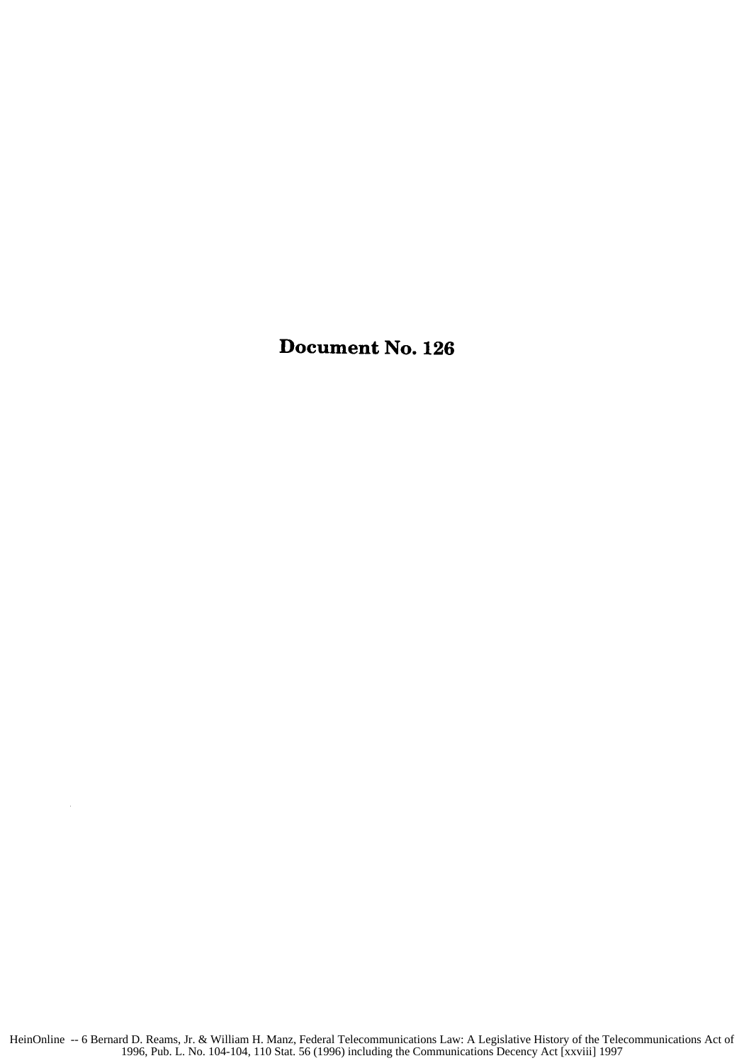# Document No. 126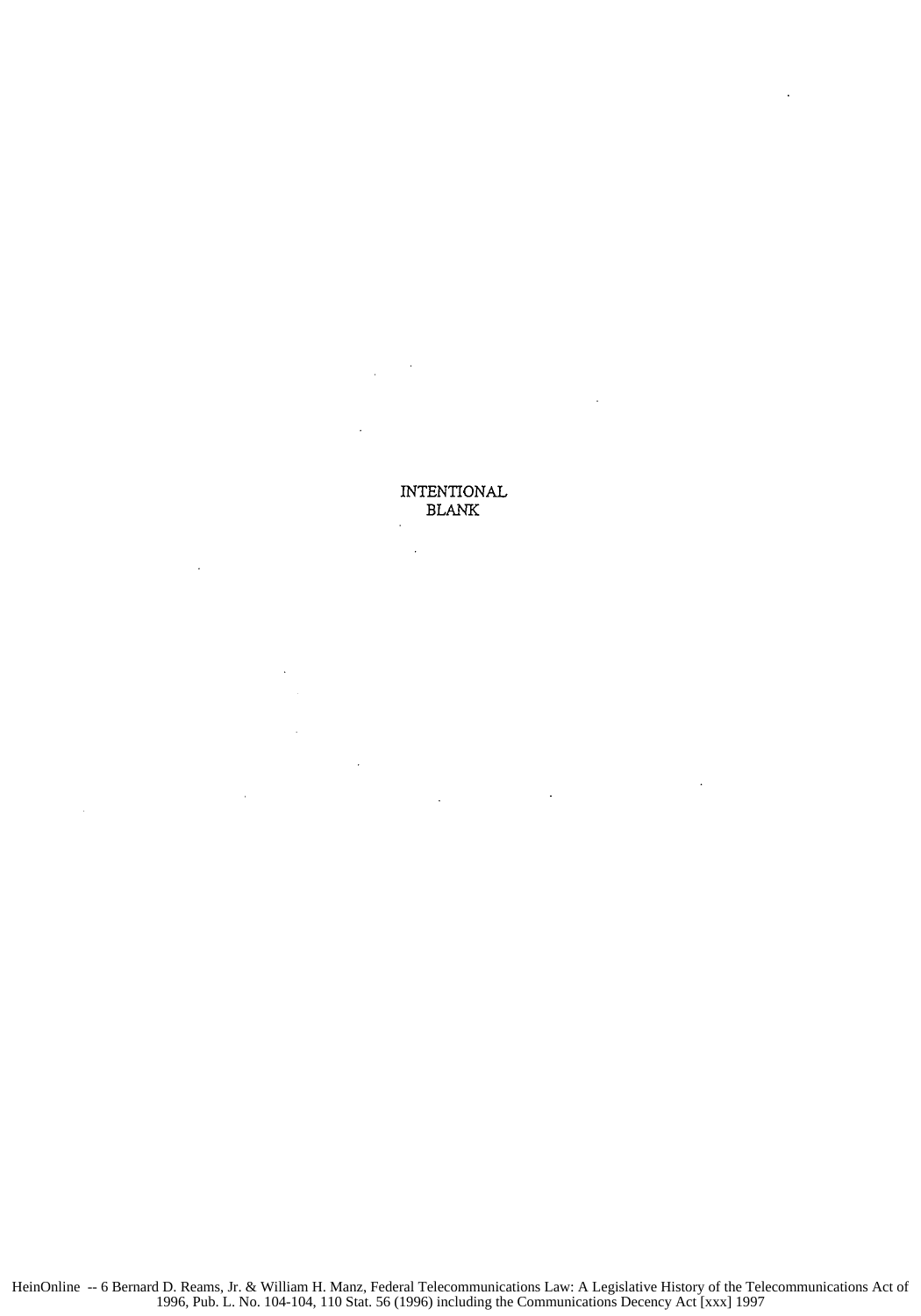INTENTIONAL
BLANK